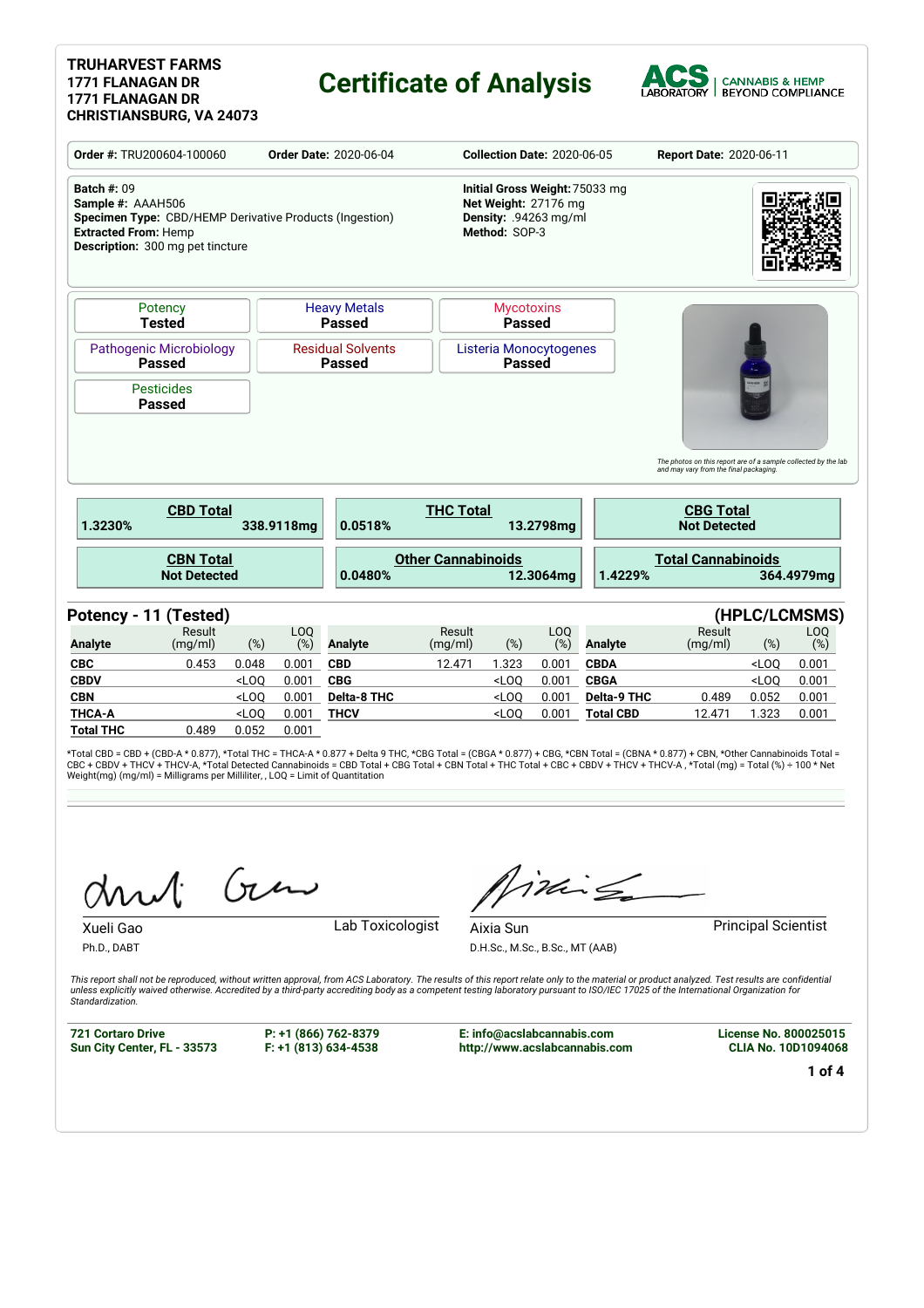**TRUHARVEST FARMS**
**1771 FLANAGAN DR**
**1771 FLANAGAN DR**
**CHRISTIANSBURG, VA 24073**

# Certificate of Analysis

ACS LABORATORY | CANNABIS & HEMP BEYOND COMPLIANCE

| **Order #:** TRU200604-100060 | **Order Date:** 2020-06-04 | **Collection Date:** 2020-06-05 | **Report Date:** 2020-06-11 |
|---|---|---|---|

**Batch #:** 09
**Sample #:** AAAH506
**Specimen Type:** CBD/HEMP Derivative Products (Ingestion)
**Extracted From:** Hemp
**Description:** 300 mg pet tincture

**Initial Gross Weight:** 75033 mg
**Net Weight:** 27176 mg
**Density:** .94263 mg/ml
**Method:** SOP-3

| Potency | Heavy Metals | Mycotoxins |
|---|---|---|
| **Tested** | **Passed** | **Passed** |
| **Pathogenic Microbiology** | **Residual Solvents** | **Listeria Monocytogenes** |
| **Passed** | **Passed** | **Passed** |
| **Pesticides** | | |
| **Passed** | | |

*The photos on this report are of a sample collected by the lab and may vary from the final packaging.*

| **CBD Total** | **THC Total** | **CBG Total** |
|---|---|---|
| 1.3230% 338.9118mg | 0.0518% 13.2798mg | Not Detected |
| **CBN Total** | **Other Cannabinoids** | **Total Cannabinoids** |
| Not Detected | 0.0480% 12.3064mg | 1.4229% 364.4979mg |

## Potency - 11 (Tested) (HPLC/LCMSMS)

| Analyte | Result (mg/ml) | (%) | LOQ (%) | Analyte | Result (mg/ml) | (%) | LOQ (%) | Analyte | Result (mg/ml) | (%) | LOQ (%) |
|---|---|---|---|---|---|---|---|---|---|---|---|
| **CBC** | 0.453 | 0.048 | 0.001 | **CBD** | 12.471 | 1.323 | 0.001 | **CBDA** | | <LOQ | 0.001 |
| **CBDV** | | <LOQ | 0.001 | **CBG** | | <LOQ | 0.001 | **CBGA** | | <LOQ | 0.001 |
| **CBN** | | <LOQ | 0.001 | **Delta-8 THC** | | <LOQ | 0.001 | **Delta-9 THC** | 0.489 | 0.052 | 0.001 |
| **THCA-A** | | <LOQ | 0.001 | **THCV** | | <LOQ | 0.001 | **Total CBD** | 12.471 | 1.323 | 0.001 |
| **Total THC** | 0.489 | 0.052 | 0.001 | | | | | | | | |

*Total CBD = CBD + (CBD-A * 0.877), *Total THC = THCA-A * 0.877 + Delta 9 THC, *CBG Total = (CBGA * 0.877) + CBG, *CBN Total = (CBNA * 0.877) + CBN, *Other Cannabinoids Total = CBC + CBDV + THCV + THCV-A, *Total Detected Cannabinoids = CBD Total + CBG Total + CBN Total + THC Total + CBC + CBDV + THCV + THCV-A , *Total (mg) = Total (%) ÷ 100 * Net Weight(mg) (mg/ml) = Milligrams per Milliliter, , LOQ = Limit of Quantitation

Xueli Gao — Lab Toxicologist
Ph.D., DABT

Aixia Sun — Principal Scientist
D.H.Sc., M.Sc., B.Sc., MT (AAB)

*This report shall not be reproduced, without written approval, from ACS Laboratory. The results of this report relate only to the material or product analyzed. Test results are confidential unless explicitly waived otherwise. Accredited by a third-party accrediting body as a competent testing laboratory pursuant to ISO/IEC 17025 of the International Organization for Standardization.*

**721 Cortaro Drive**
**Sun City Center, FL - 33573**

**P: +1 (866) 762-8379**
**F: +1 (813) 634-4538**

**E: info@acslabcannabis.com**
**http://www.acslabcannabis.com**

**License No. 800025015**
**CLIA No. 10D1094068**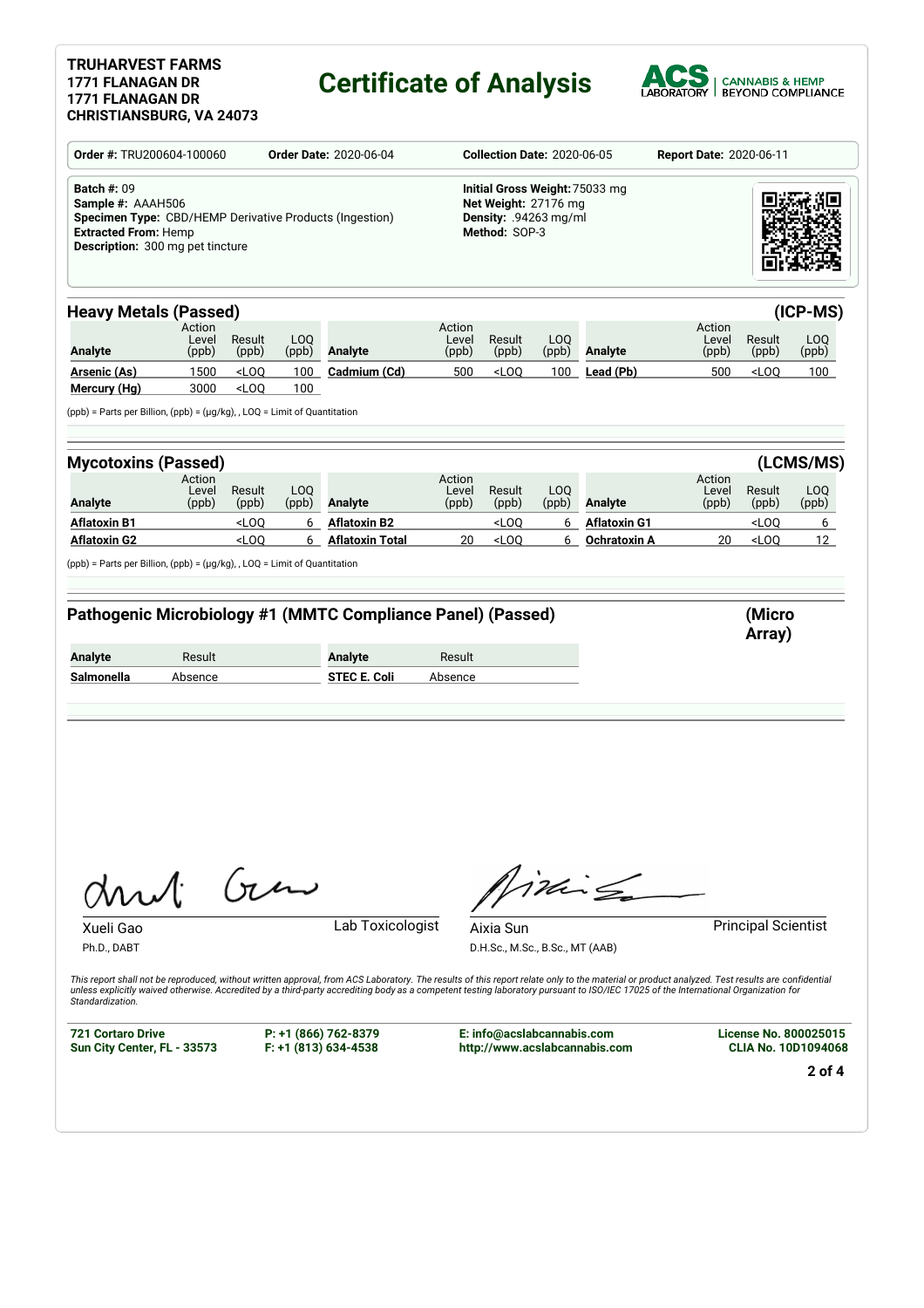**TRUHARVEST FARMS**
**1771 FLANAGAN DR**
**1771 FLANAGAN DR**
**CHRISTIANSBURG, VA 24073**

# Certificate of Analysis

ACS LABORATORY | CANNABIS & HEMP BEYOND COMPLIANCE

**Order #:** TRU200604-100060 **Order Date:** 2020-06-04 **Collection Date:** 2020-06-05 **Report Date:** 2020-06-11

**Batch #:** 09
**Sample #:** AAAH506
**Specimen Type:** CBD/HEMP Derivative Products (Ingestion)
**Extracted From:** Hemp
**Description:** 300 mg pet tincture

**Initial Gross Weight:** 75033 mg
**Net Weight:** 27176 mg
**Density:** .94263 mg/ml
**Method:** SOP-3

## Heavy Metals (Passed) (ICP-MS)

| Analyte | Action Level (ppb) | Result (ppb) | LOQ (ppb) | Analyte | Action Level (ppb) | Result (ppb) | LOQ (ppb) | Analyte | Action Level (ppb) | Result (ppb) | LOQ (ppb) |
|---|---|---|---|---|---|---|---|---|---|---|---|
| **Arsenic (As)** | 1500 | <LOQ | 100 | **Cadmium (Cd)** | 500 | <LOQ | 100 | **Lead (Pb)** | 500 | <LOQ | 100 |
| **Mercury (Hg)** | 3000 | <LOQ | 100 | | | | | | | | |

(ppb) = Parts per Billion, (ppb) = (µg/kg), , LOQ = Limit of Quantitation

## Mycotoxins (Passed) (LCMS/MS)

| Analyte | Action Level (ppb) | Result (ppb) | LOQ (ppb) | Analyte | Action Level (ppb) | Result (ppb) | LOQ (ppb) | Analyte | Action Level (ppb) | Result (ppb) | LOQ (ppb) |
|---|---|---|---|---|---|---|---|---|---|---|---|
| **Aflatoxin B1** | | <LOQ | 6 | **Aflatoxin B2** | | <LOQ | 6 | **Aflatoxin G1** | | <LOQ | 6 |
| **Aflatoxin G2** | | <LOQ | 6 | **Aflatoxin Total** | 20 | <LOQ | 6 | **Ochratoxin A** | 20 | <LOQ | 12 |

(ppb) = Parts per Billion, (ppb) = (µg/kg), , LOQ = Limit of Quantitation

## Pathogenic Microbiology #1 (MMTC Compliance Panel) (Passed) (Micro Array)

| Analyte | Result | Analyte | Result |
|---|---|---|---|
| **Salmonella** | Absence | **STEC E. Coli** | Absence |

Xueli Gao, Ph.D., DABT — Lab Toxicologist

Aixia Sun, D.H.Sc., M.Sc., B.Sc., MT (AAB) — Principal Scientist

*This report shall not be reproduced, without written approval, from ACS Laboratory. The results of this report relate only to the material or product analyzed. Test results are confidential unless explicitly waived otherwise. Accredited by a third-party accrediting body as a competent testing laboratory pursuant to ISO/IEC 17025 of the International Organization for Standardization.*

**721 Cortaro Drive**
**Sun City Center, FL - 33573**

**P: +1 (866) 762-8379**
**F: +1 (813) 634-4538**

**E: info@acslabcannabis.com**
**http://www.acslabcannabis.com**

**License No. 800025015**
**CLIA No. 10D1094068**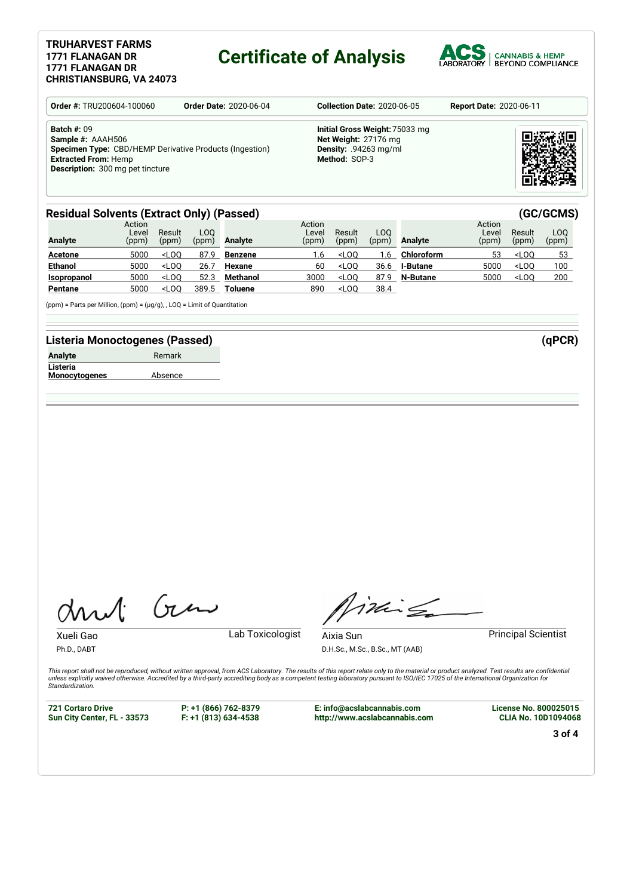**TRUHARVEST FARMS**
**1771 FLANAGAN DR**
**1771 FLANAGAN DR**
**CHRISTIANSBURG, VA 24073**

# Certificate of Analysis

ACS LABORATORY | CANNABIS & HEMP BEYOND COMPLIANCE

**Order #:** TRU200604-100060 **Order Date:** 2020-06-04 **Collection Date:** 2020-06-05 **Report Date:** 2020-06-11

**Batch #:** 09
**Sample #:** AAAH506
**Specimen Type:** CBD/HEMP Derivative Products (Ingestion)
**Extracted From:** Hemp
**Description:** 300 mg pet tincture

**Initial Gross Weight:** 75033 mg
**Net Weight:** 27176 mg
**Density:** .94263 mg/ml
**Method:** SOP-3

## Residual Solvents (Extract Only) (Passed) (GC/GCMS)

| Analyte | Action Level (ppm) | Result (ppm) | LOQ (ppm) | Analyte | Action Level (ppm) | Result (ppm) | LOQ (ppm) | Analyte | Action Level (ppm) | Result (ppm) | LOQ (ppm) |
|---|---|---|---|---|---|---|---|---|---|---|---|
| **Acetone** | 5000 | <LOQ | 87.9 | **Benzene** | 1.6 | <LOQ | 1.6 | **Chloroform** | 53 | <LOQ | 53 |
| **Ethanol** | 5000 | <LOQ | 26.7 | **Hexane** | 60 | <LOQ | 36.6 | **I-Butane** | 5000 | <LOQ | 100 |
| **Isopropanol** | 5000 | <LOQ | 52.3 | **Methanol** | 3000 | <LOQ | 87.9 | **N-Butane** | 5000 | <LOQ | 200 |
| **Pentane** | 5000 | <LOQ | 389.5 | **Toluene** | 890 | <LOQ | 38.4 | | | | |

(ppm) = Parts per Million, (ppm) = (µg/g), , LOQ = Limit of Quantitation

## Listeria Monoctogenes (Passed) (qPCR)

| Analyte | Remark |
|---|---|
| **Listeria Monocytogenes** | Absence |

Xueli Gao
Ph.D., DABT
Lab Toxicologist

Aixia Sun
D.H.Sc., M.Sc., B.Sc., MT (AAB)
Principal Scientist

*This report shall not be reproduced, without written approval, from ACS Laboratory. The results of this report relate only to the material or product analyzed. Test results are confidential unless explicitly waived otherwise. Accredited by a third-party accrediting body as a competent testing laboratory pursuant to ISO/IEC 17025 of the International Organization for Standardization.*

**721 Cortaro Drive**
**Sun City Center, FL - 33573**

**P: +1 (866) 762-8379**
**F: +1 (813) 634-4538**

**E: info@acslabcannabis.com**
**http://www.acslabcannabis.com**

**License No. 800025015**
**CLIA No. 10D1094068**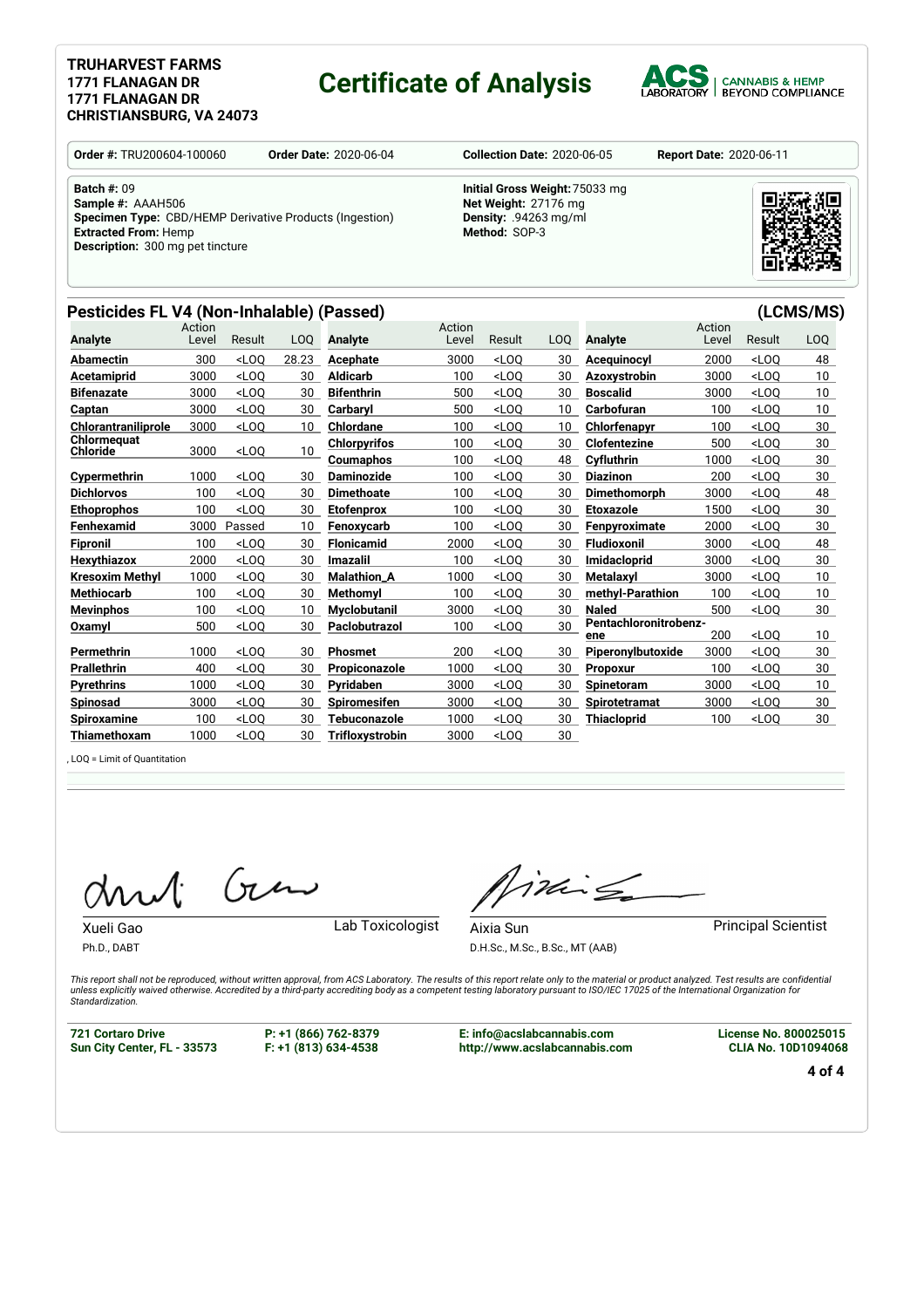**TRUHARVEST FARMS**
**1771 FLANAGAN DR**
**1771 FLANAGAN DR**
**CHRISTIANSBURG, VA 24073**

# Certificate of Analysis

ACS LABORATORY | CANNABIS & HEMP BEYOND COMPLIANCE

**Order #:** TRU200604-100060 **Order Date:** 2020-06-04 **Collection Date:** 2020-06-05 **Report Date:** 2020-06-11

**Batch #:** 09
**Sample #:** AAAH506
**Specimen Type:** CBD/HEMP Derivative Products (Ingestion)
**Extracted From:** Hemp
**Description:** 300 mg pet tincture

**Initial Gross Weight:** 75033 mg
**Net Weight:** 27176 mg
**Density:** .94263 mg/ml
**Method:** SOP-3

## Pesticides FL V4 (Non-Inhalable) (Passed) (LCMS/MS)

| Analyte | Action Level | Result | LOQ | Analyte | Action Level | Result | LOQ | Analyte | Action Level | Result | LOQ |
|---|---|---|---|---|---|---|---|---|---|---|---|
| Abamectin | 300 | <LOQ | 28.23 | Acephate | 3000 | <LOQ | 30 | Acequinocyl | 2000 | <LOQ | 48 |
| Acetamiprid | 3000 | <LOQ | 30 | Aldicarb | 100 | <LOQ | 30 | Azoxystrobin | 3000 | <LOQ | 10 |
| Bifenazate | 3000 | <LOQ | 30 | Bifenthrin | 500 | <LOQ | 30 | Boscalid | 3000 | <LOQ | 10 |
| Captan | 3000 | <LOQ | 30 | Carbaryl | 500 | <LOQ | 10 | Carbofuran | 100 | <LOQ | 10 |
| Chlorantraniliprole | 3000 | <LOQ | 10 | Chlordane | 100 | <LOQ | 10 | Chlorfenapyr | 100 | <LOQ | 30 |
| Chlormequat Chloride | 3000 | <LOQ | 10 | Chlorpyrifos | 100 | <LOQ | 30 | Clofentezine | 500 | <LOQ | 30 |
| | | | | Coumaphos | 100 | <LOQ | 48 | Cyfluthrin | 1000 | <LOQ | 30 |
| Cypermethrin | 1000 | <LOQ | 30 | Daminozide | 100 | <LOQ | 30 | Diazinon | 200 | <LOQ | 30 |
| Dichlorvos | 100 | <LOQ | 30 | Dimethoate | 100 | <LOQ | 30 | Dimethomorph | 3000 | <LOQ | 48 |
| Ethoprophos | 100 | <LOQ | 30 | Etofenprox | 100 | <LOQ | 30 | Etoxazole | 1500 | <LOQ | 30 |
| Fenhexamid | 3000 | Passed | 10 | Fenoxycarb | 100 | <LOQ | 30 | Fenpyroximate | 2000 | <LOQ | 30 |
| Fipronil | 100 | <LOQ | 30 | Flonicamid | 2000 | <LOQ | 30 | Fludioxonil | 3000 | <LOQ | 48 |
| Hexythiazox | 2000 | <LOQ | 30 | Imazalil | 100 | <LOQ | 30 | Imidacloprid | 3000 | <LOQ | 30 |
| Kresoxim Methyl | 1000 | <LOQ | 30 | Malathion_A | 1000 | <LOQ | 30 | Metalaxyl | 3000 | <LOQ | 10 |
| Methiocarb | 100 | <LOQ | 30 | Methomyl | 100 | <LOQ | 30 | methyl-Parathion | 100 | <LOQ | 10 |
| Mevinphos | 100 | <LOQ | 10 | Myclobutanil | 3000 | <LOQ | 30 | Naled | 500 | <LOQ | 30 |
| Oxamyl | 500 | <LOQ | 30 | Paclobutrazol | 100 | <LOQ | 30 | Pentachloronitrobenzene | 200 | <LOQ | 10 |
| Permethrin | 1000 | <LOQ | 30 | Phosmet | 200 | <LOQ | 30 | Piperonylbutoxide | 3000 | <LOQ | 30 |
| Prallethrin | 400 | <LOQ | 30 | Propiconazole | 1000 | <LOQ | 30 | Propoxur | 100 | <LOQ | 30 |
| Pyrethrins | 1000 | <LOQ | 30 | Pyridaben | 3000 | <LOQ | 30 | Spinetoram | 3000 | <LOQ | 10 |
| Spinosad | 3000 | <LOQ | 30 | Spiromesifen | 3000 | <LOQ | 30 | Spirotetramat | 3000 | <LOQ | 30 |
| Spiroxamine | 100 | <LOQ | 30 | Tebuconazole | 1000 | <LOQ | 30 | Thiacloprid | 100 | <LOQ | 30 |
| Thiamethoxam | 1000 | <LOQ | 30 | Trifloxystrobin | 3000 | <LOQ | 30 | | | | |

, LOQ = Limit of Quantitation

Xueli Gao — Lab Toxicologist
Ph.D., DABT

Aixia Sun — Principal Scientist
D.H.Sc., M.Sc., B.Sc., MT (AAB)

*This report shall not be reproduced, without written approval, from ACS Laboratory. The results of this report relate only to the material or product analyzed. Test results are confidential unless explicitly waived otherwise. Accredited by a third-party accrediting body as a competent testing laboratory pursuant to ISO/IEC 17025 of the International Organization for Standardization.*

**721 Cortaro Drive**
**Sun City Center, FL - 33573**

**P: +1 (866) 762-8379**
**F: +1 (813) 634-4538**

**E: info@acslabcannabis.com**
**http://www.acslabcannabis.com**

**License No. 800025015**
**CLIA No. 10D1094068**